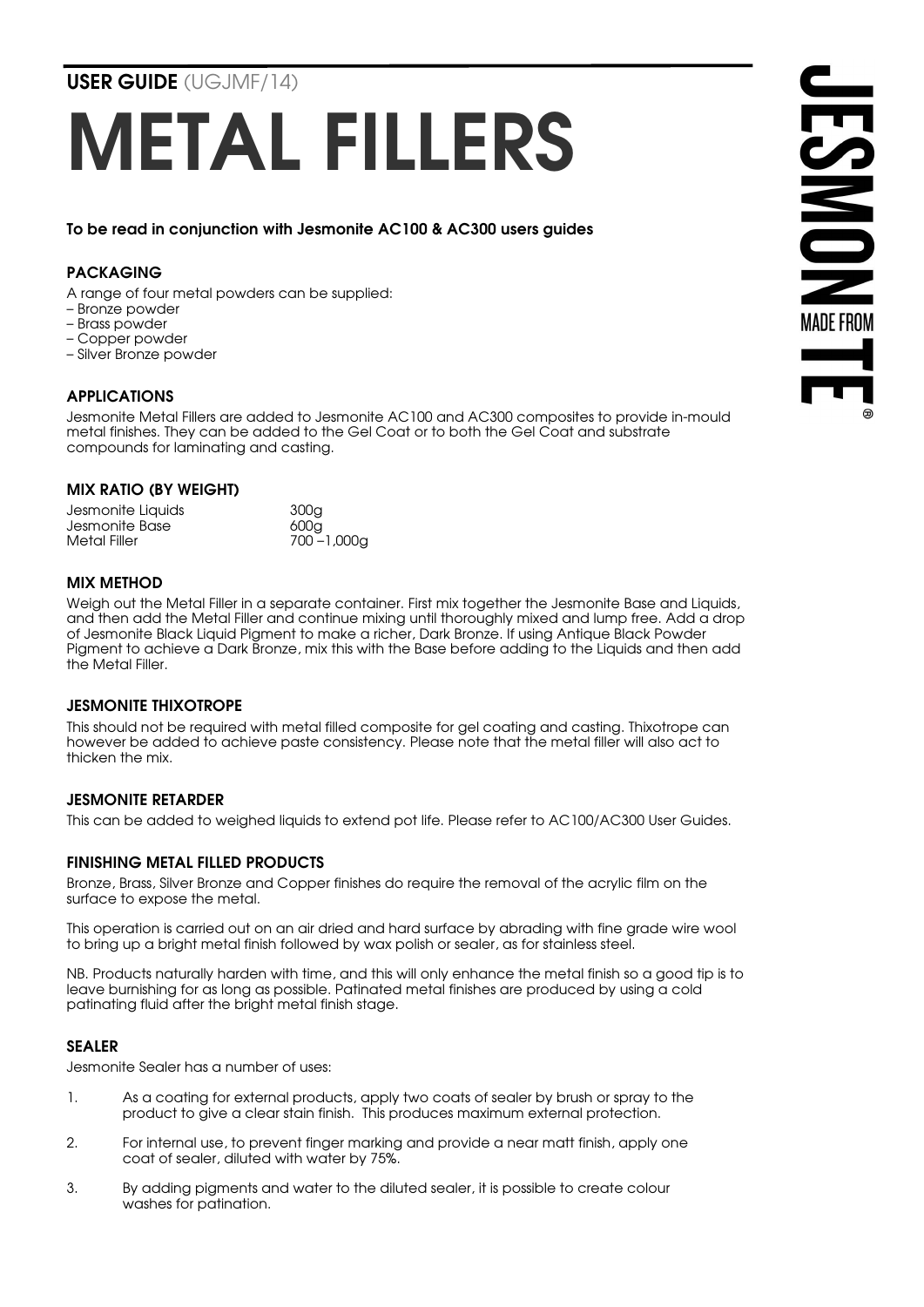**USER GUIDE** (UGJMF/14)

# METAL FILLERS

**To be read in conjunction with Jesmonite AC100 & AC300 users guides**

JESMONITE MADE FROM ®

### PACKAGING

A range of four metal powders can be supplied:

- Bronze powder
- Brass powder
- Copper powder
- Silver Bronze powder

### APPLICATIONS

Jesmonite Metal Fillers are added to Jesmonite AC100 and AC300 composites to provide in-mould metal finishes. They can be added to the Gel Coat or to both the Gel Coat and substrate compounds for laminating and casting.

### MIX RATIO (BY WEIGHT)

| | |
|---|---|
| Jesmonite Liquids | 300g |
| Jesmonite Base | 600g |
| Metal Filler | 700 –1,000g |

### MIX METHOD

Weigh out the Metal Filler in a separate container. First mix together the Jesmonite Base and Liquids, and then add the Metal Filler and continue mixing until thoroughly mixed and lump free. Add a drop of Jesmonite Black Liquid Pigment to make a richer, Dark Bronze. If using Antique Black Powder Pigment to achieve a Dark Bronze, mix this with the Base before adding to the Liquids and then add the Metal Filler.

### JESMONITE THIXOTROPE

This should not be required with metal filled composite for gel coating and casting. Thixotrope can however be added to achieve paste consistency. Please note that the metal filler will also act to thicken the mix.

### JESMONITE RETARDER

This can be added to weighed liquids to extend pot life. Please refer to AC100/AC300 User Guides.

### FINISHING METAL FILLED PRODUCTS

Bronze, Brass, Silver Bronze and Copper finishes do require the removal of the acrylic film on the surface to expose the metal.

This operation is carried out on an air dried and hard surface by abrading with fine grade wire wool to bring up a bright metal finish followed by wax polish or sealer, as for stainless steel.

NB. Products naturally harden with time, and this will only enhance the metal finish so a good tip is to leave burnishing for as long as possible. Patinated metal finishes are produced by using a cold patinating fluid after the bright metal finish stage.

### SEALER

Jesmonite Sealer has a number of uses:

1. As a coating for external products, apply two coats of sealer by brush or spray to the product to give a clear stain finish. This produces maximum external protection.
2. For internal use, to prevent finger marking and provide a near matt finish, apply one coat of sealer, diluted with water by 75%.
3. By adding pigments and water to the diluted sealer, it is possible to create colour washes for patination.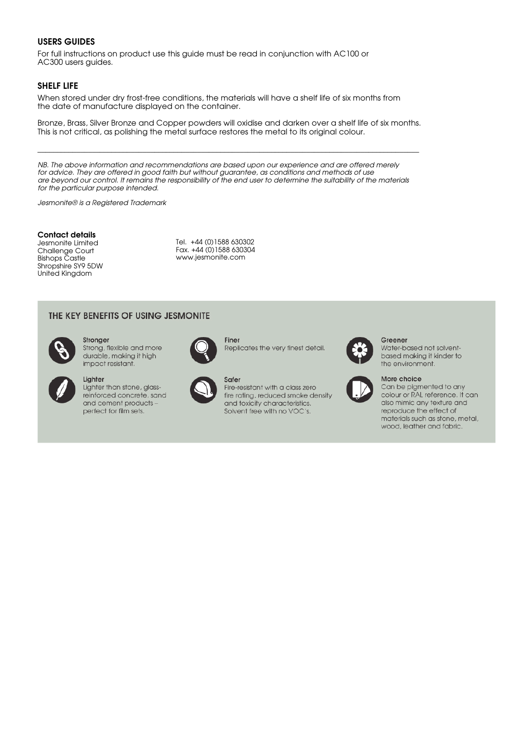## USERS GUIDES

For full instructions on product use this guide must be read in conjunction with AC100 or AC300 users guides.

## SHELF LIFE

When stored under dry frost-free conditions, the materials will have a shelf life of six months from the date of manufacture displayed on the container.

Bronze, Brass, Silver Bronze and Copper powders will oxidise and darken over a shelf life of six months. This is not critical, as polishing the metal surface restores the metal to its original colour.

---

*NB. The above information and recommendations are based upon our experience and are offered merely for advice. They are offered in good faith but without guarantee, as conditions and methods of use are beyond our control. It remains the responsibility of the end user to determine the suitability of the materials for the particular purpose intended.*

*Jesmonite® is a Registered Trademark*

**Contact details**
Jesmonite Limited
Challenge Court
Bishops Castle
Shropshire SY9 5DW
United Kingdom

Tel. +44 (0)1588 630302
Fax. +44 (0)1588 630304
www.jesmonite.com

## THE KEY BENEFITS OF USING JESMONITE

**Stronger**
Strong, flexible and more durable, making it high impact resistant.

**Lighter**
Lighter than stone, glass-reinforced concrete, sand and cement products – perfect for film sets.

**Finer**
Replicates the very finest detail.

**Safer**
Fire-resistant with a class zero fire rating, reduced smoke density and toxicity characteristics. Solvent free with no VOC's.

**Greener**
Water-based not solvent-based making it kinder to the environment.

**More choice**
Can be pigmented to any colour or RAL reference. It can also mimic any texture and reproduce the effect of materials such as stone, metal, wood, leather and fabric.